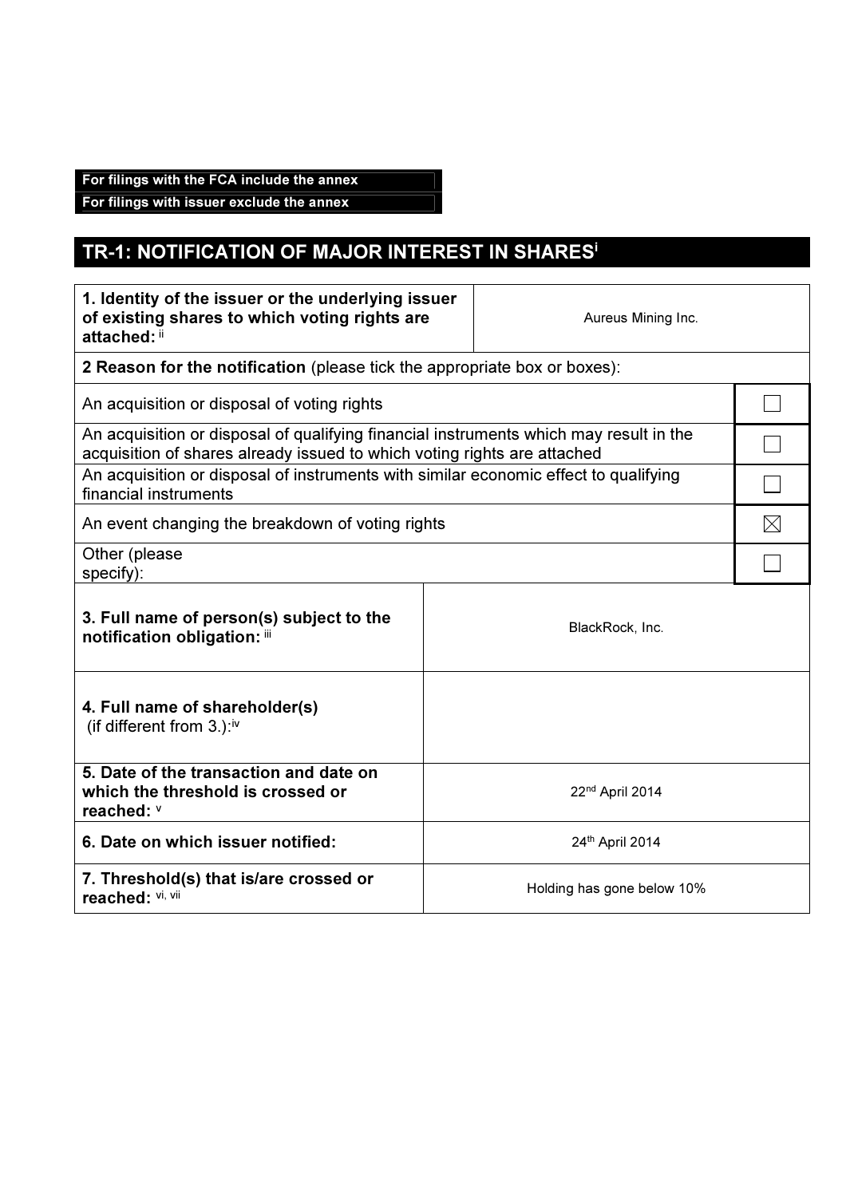**For filings with the FCA include the annex**
**For filings with issuer exclude the annex**

# TR-1: NOTIFICATION OF MAJOR INTEREST IN SHARES[i]

| | |
|---|---|
| **1. Identity of the issuer or the underlying issuer of existing shares to which voting rights are attached:** [ii] | Aureus Mining Inc. |
| **2 Reason for the notification** (please tick the appropriate box or boxes): | |
| An acquisition or disposal of voting rights | ☐ |
| An acquisition or disposal of qualifying financial instruments which may result in the acquisition of shares already issued to which voting rights are attached | ☐ |
| An acquisition or disposal of instruments with similar economic effect to qualifying financial instruments | ☐ |
| An event changing the breakdown of voting rights | ☒ |
| Other (please specify): | ☐ |
| **3. Full name of person(s) subject to the notification obligation:** [iii] | BlackRock, Inc. |
| **4. Full name of shareholder(s)** (if different from 3.):[iv] | |
| **5. Date of the transaction and date on which the threshold is crossed or reached:** [v] | 22nd April 2014 |
| **6. Date on which issuer notified:** | 24th April 2014 |
| **7. Threshold(s) that is/are crossed or reached:** [vi, vii] | Holding has gone below 10% |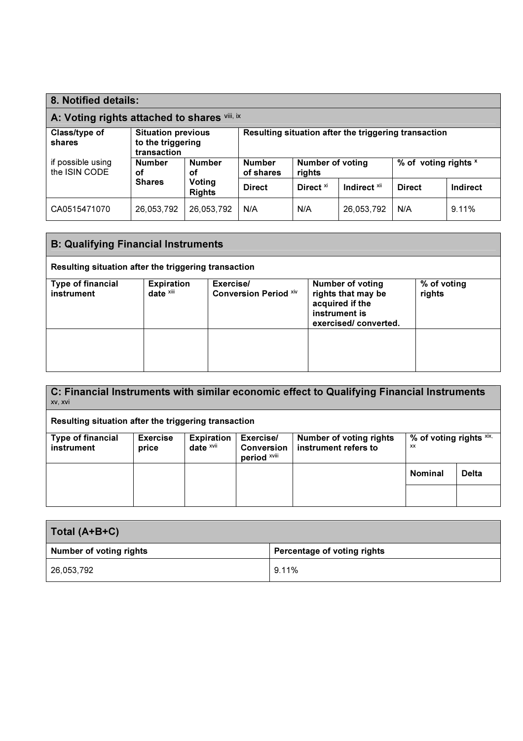## 8. Notified details:

### A: Voting rights attached to shares [viii, ix]

| Class/type of shares<br>if possible using the ISIN CODE | Situation previous to the triggering transaction | | Resulting situation after the triggering transaction | | | | |
|---|---|---|---|---|---|---|---|
| | Number of Shares | Number of Voting Rights | Number of shares | Number of voting rights | | % of voting rights [x] | |
| | | | Direct | Direct [xi] | Indirect [xii] | Direct | Indirect |
| CA0515471070 | 26,053,792 | 26,053,792 | N/A | N/A | 26,053,792 | N/A | 9.11% |

### B: Qualifying Financial Instruments

| Resulting situation after the triggering transaction | | | | |
|---|---|---|---|---|
| Type of financial instrument | Expiration date [xiii] | Exercise/ Conversion Period [xiv] | Number of voting rights that may be acquired if the instrument is exercised/ converted. | % of voting rights |
| | | | | |

### C: Financial Instruments with similar economic effect to Qualifying Financial Instruments [xv, xvi]

| Resulting situation after the triggering transaction | | | | | | |
|---|---|---|---|---|---|---|
| Type of financial instrument | Exercise price | Expiration date [xvii] | Exercise/ Conversion period [xviii] | Number of voting rights instrument refers to | % of voting rights [xix, xx] | |
| | | | | | Nominal | Delta |
| | | | | | | |

### Total (A+B+C)

| Number of voting rights | Percentage of voting rights |
|---|---|
| 26,053,792 | 9.11% |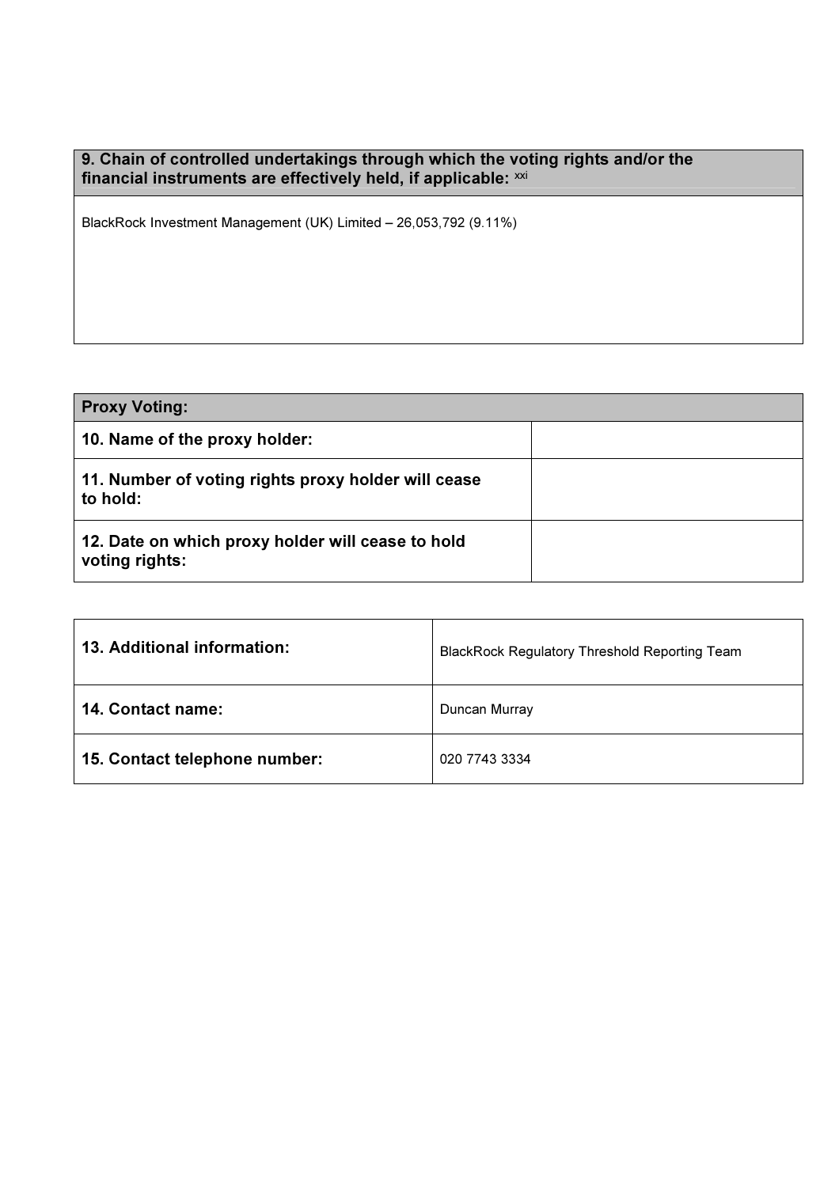| 9. Chain of controlled undertakings through which the voting rights and/or the financial instruments are effectively held, if applicable: [xxi] |
|---|
| BlackRock Investment Management (UK) Limited – 26,053,792 (9.11%) |

| Proxy Voting: | |
|---|---|
| **10. Name of the proxy holder:** | |
| **11. Number of voting rights proxy holder will cease to hold:** | |
| **12. Date on which proxy holder will cease to hold voting rights:** | |

| | |
|---|---|
| **13. Additional information:** | BlackRock Regulatory Threshold Reporting Team |
| **14. Contact name:** | Duncan Murray |
| **15. Contact telephone number:** | 020 7743 3334 |